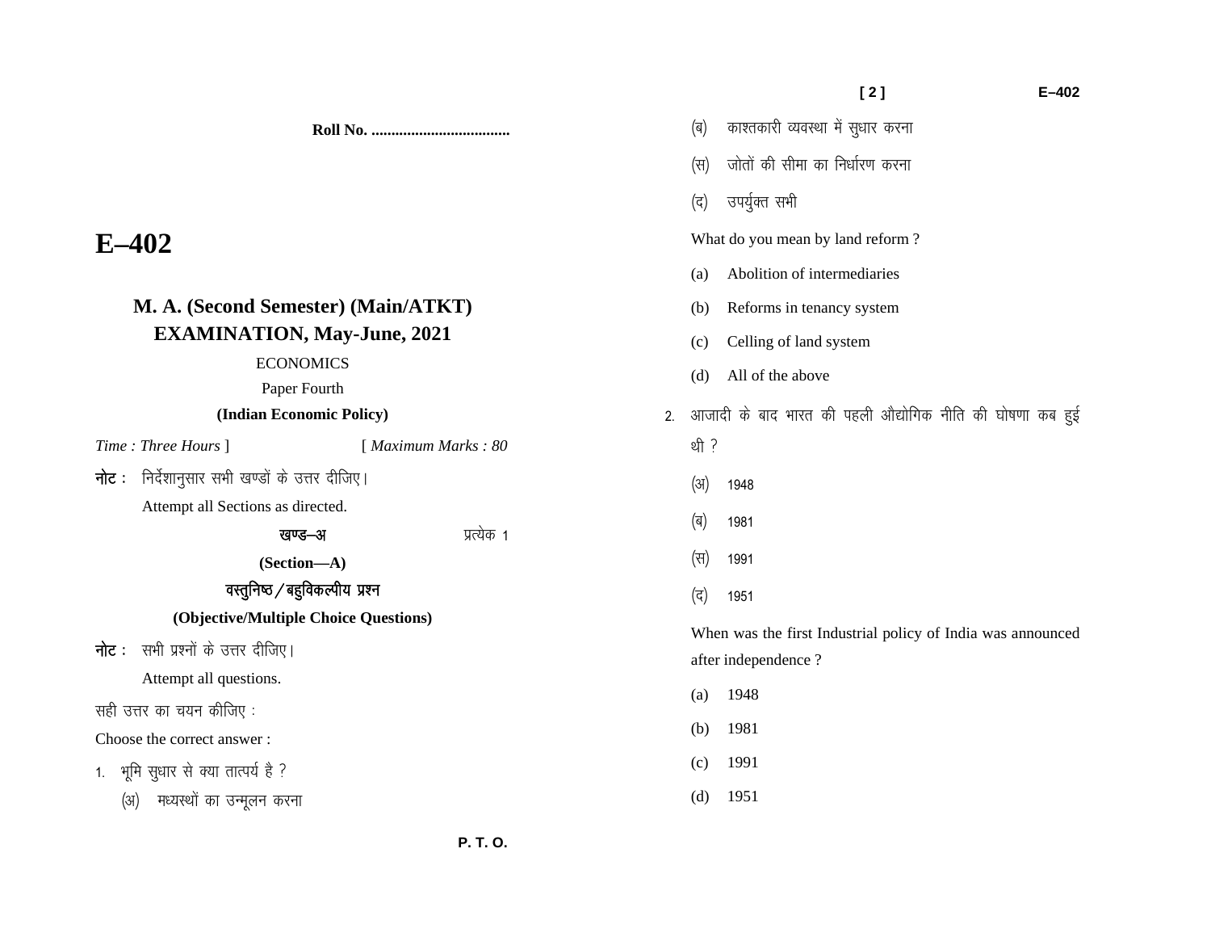Roll No. ...................................

# E–402

## M. A. (Second Semester) (Main/ATKT) EXAMINATION, May-June, 2021

ECONOMICS

Paper Fourth

**(Indian Economic Policy)**

*Time : Three Hours* ] [ *Maximum Marks : 80*

**नोट :** निर्देशानुसार सभी खण्डों के उत्तर दीजिए।

Attempt all Sections as directed.

**खण्ड–अ** प्रत्येक 1

**(Section—A)**

**वस्तुनिष्ठ / बहुविकल्पीय प्रश्न**

**(Objective/Multiple Choice Questions)**

**नोट :** सभी प्रश्नों के उत्तर दीजिए।

Attempt all questions.

सही उत्तर का चयन कीजिए :

Choose the correct answer :

1. भूमि सुधार से क्या तात्पर्य है ?
   (अ) मध्यस्थों का उन्मूलन करना
   (ब) काश्तकारी व्यवस्था में सुधार करना
   (स) जोतों की सीमा का निर्धारण करना
   (द) उपर्युक्त सभी

   What do you mean by land reform ?
   (a) Abolition of intermediaries
   (b) Reforms in tenancy system
   (c) Celling of land system
   (d) All of the above

2. आजादी के बाद भारत की पहली औद्योगिक नीति की घोषणा कब हुई थी ?
   (अ) 1948
   (ब) 1981
   (स) 1991
   (द) 1951

   When was the first Industrial policy of India was announced after independence ?
   (a) 1948
   (b) 1981
   (c) 1991
   (d) 1951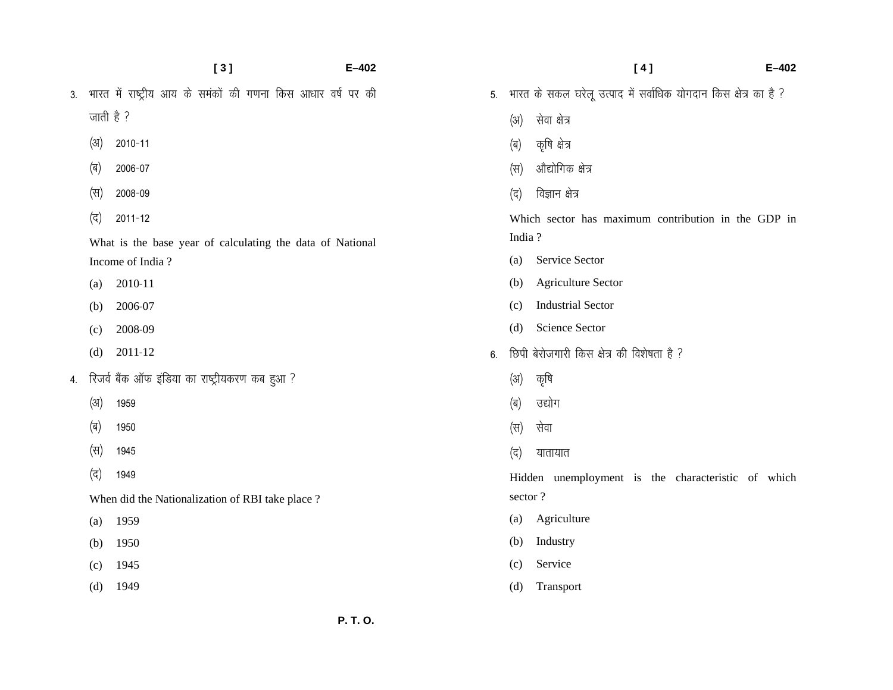3. भारत में राष्ट्रीय आय के समंकों की गणना किस आधार वर्ष पर की जाती है ?

   (अ) 2010-11

   (ब) 2006-07

   (स) 2008-09

   (द) 2011-12

   What is the base year of calculating the data of National Income of India ?

   (a) 2010-11

   (b) 2006-07

   (c) 2008-09

   (d) 2011-12

4. रिजर्व बैंक ऑफ इंडिया का राष्ट्रीयकरण कब हुआ ?

   (अ) 1959

   (ब) 1950

   (स) 1945

   (द) 1949

   When did the Nationalization of RBI take place ?

   (a) 1959

   (b) 1950

   (c) 1945

   (d) 1949

5. भारत के सकल घरेलू उत्पाद में सर्वाधिक योगदान किस क्षेत्र का है ?

   (अ) सेवा क्षेत्र

   (ब) कृषि क्षेत्र

   (स) औद्योगिक क्षेत्र

   (द) विज्ञान क्षेत्र

   Which sector has maximum contribution in the GDP in India ?

   (a) Service Sector

   (b) Agriculture Sector

   (c) Industrial Sector

   (d) Science Sector

6. छिपी बेरोजगारी किस क्षेत्र की विशेषता है ?

   (अ) कृषि

   (ब) उद्योग

   (स) सेवा

   (द) यातायात

   Hidden unemployment is the characteristic of which sector ?

   (a) Agriculture

   (b) Industry

   (c) Service

   (d) Transport

P. T. O.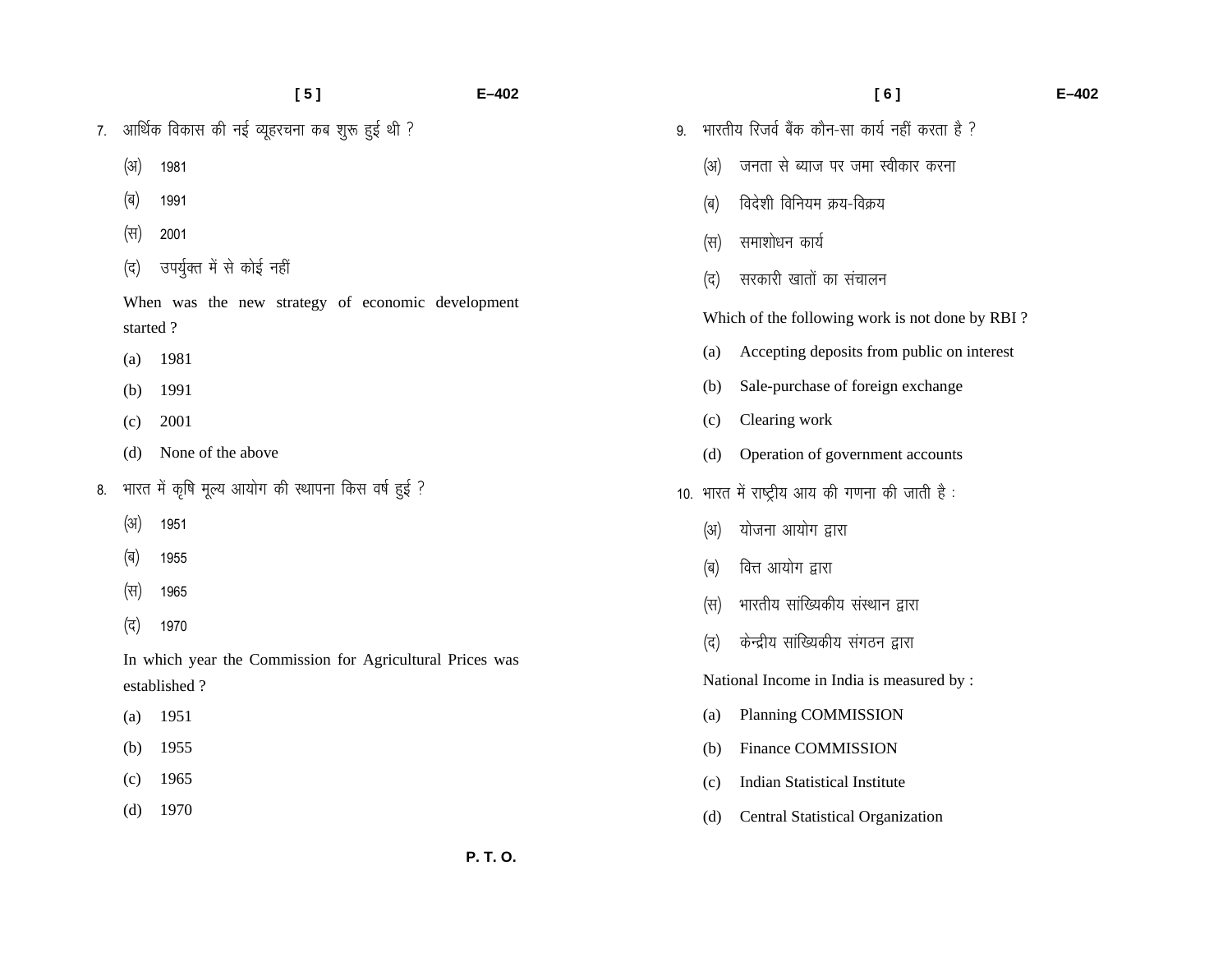7. आर्थिक विकास की नई व्यूहरचना कब शुरू हुई थी ?

   (अ) 1981

   (ब) 1991

   (स) 2001

   (द) उपर्युक्त में से कोई नहीं

   When was the new strategy of economic development started ?

   (a) 1981

   (b) 1991

   (c) 2001

   (d) None of the above

8. भारत में कृषि मूल्य आयोग की स्थापना किस वर्ष हुई ?

   (अ) 1951

   (ब) 1955

   (स) 1965

   (द) 1970

   In which year the Commission for Agricultural Prices was established ?

   (a) 1951

   (b) 1955

   (c) 1965

   (d) 1970

9. भारतीय रिजर्व बैंक कौन-सा कार्य नहीं करता है ?

   (अ) जनता से ब्याज पर जमा स्वीकार करना

   (ब) विदेशी विनियम क्रय-विक्रय

   (स) समाशोधन कार्य

   (द) सरकारी खातों का संचालन

   Which of the following work is not done by RBI ?

   (a) Accepting deposits from public on interest

   (b) Sale-purchase of foreign exchange

   (c) Clearing work

   (d) Operation of government accounts

10. भारत में राष्ट्रीय आय की गणना की जाती है :

   (अ) योजना आयोग द्वारा

   (ब) वित्त आयोग द्वारा

   (स) भारतीय सांख्यिकीय संस्थान द्वारा

   (द) केन्द्रीय सांख्यिकीय संगठन द्वारा

   National Income in India is measured by :

   (a) Planning COMMISSION

   (b) Finance COMMISSION

   (c) Indian Statistical Institute

   (d) Central Statistical Organization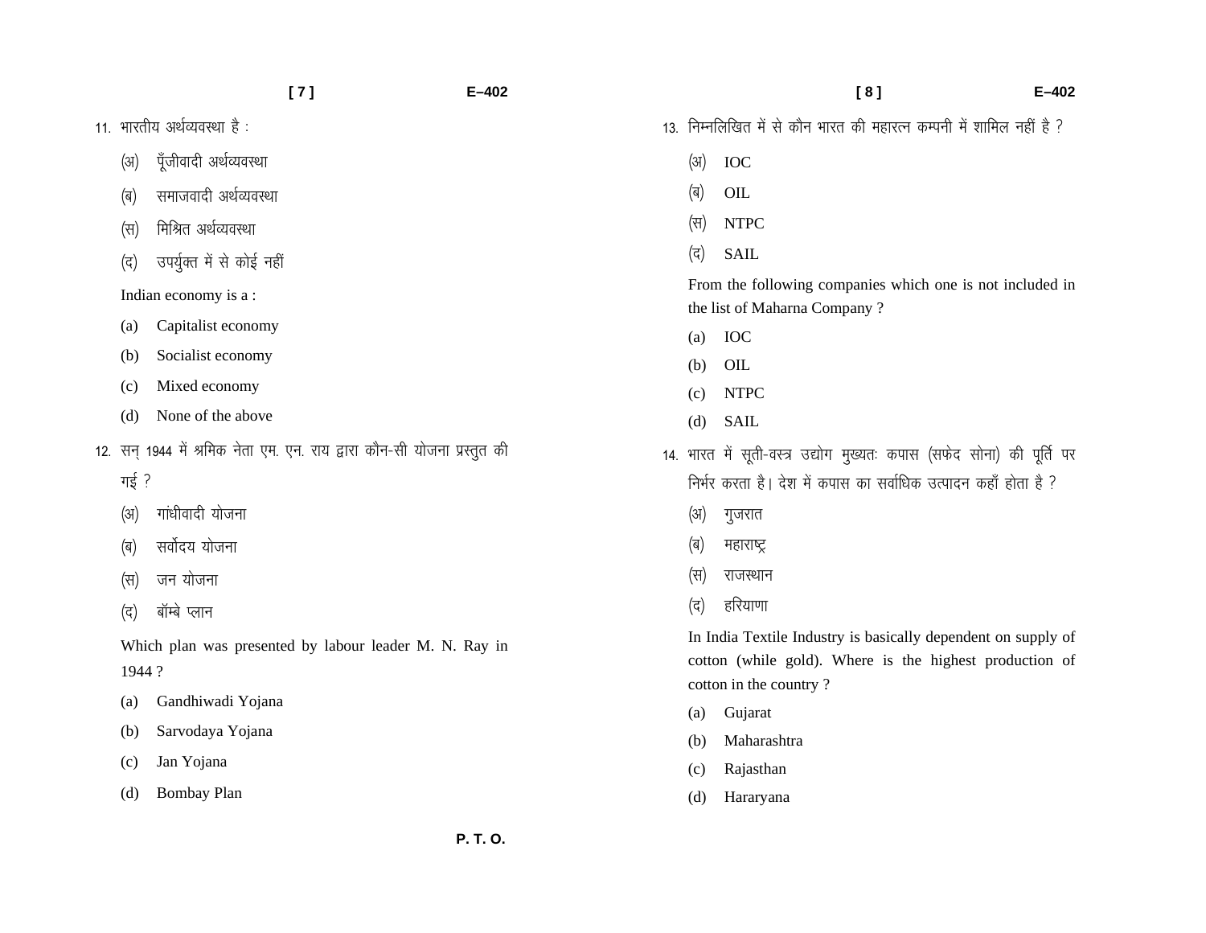11. भारतीय अर्थव्यवस्था है :

    (अ) पूँजीवादी अर्थव्यवस्था

    (ब) समाजवादी अर्थव्यवस्था

    (स) मिश्रित अर्थव्यवस्था

    (द) उपर्युक्त में से कोई नहीं

    Indian economy is a :

    (a) Capitalist economy

    (b) Socialist economy

    (c) Mixed economy

    (d) None of the above

12. सन् 1944 में श्रमिक नेता एम. एन. राय द्वारा कौन-सी योजना प्रस्तुत की गई ?

    (अ) गांधीवादी योजना

    (ब) सर्वोदय योजना

    (स) जन योजना

    (द) बॉम्बे प्लान

    Which plan was presented by labour leader M. N. Ray in 1944 ?

    (a) Gandhiwadi Yojana

    (b) Sarvodaya Yojana

    (c) Jan Yojana

    (d) Bombay Plan

13. निम्नलिखित में से कौन भारत की महारत्न कम्पनी में शामिल नहीं है ?

    (अ) IOC

    (ब) OIL

    (स) NTPC

    (द) SAIL

    From the following companies which one is not included in the list of Maharna Company ?

    (a) IOC

    (b) OIL

    (c) NTPC

    (d) SAIL

14. भारत में सूती-वस्त्र उद्योग मुख्यतः कपास (सफेद सोना) की पूर्ति पर निर्भर करता है। देश में कपास का सर्वाधिक उत्पादन कहाँ होता है ?

    (अ) गुजरात

    (ब) महाराष्ट्र

    (स) राजस्थान

    (द) हरियाणा

    In India Textile Industry is basically dependent on supply of cotton (while gold). Where is the highest production of cotton in the country ?

    (a) Gujarat

    (b) Maharashtra

    (c) Rajasthan

    (d) Hararyana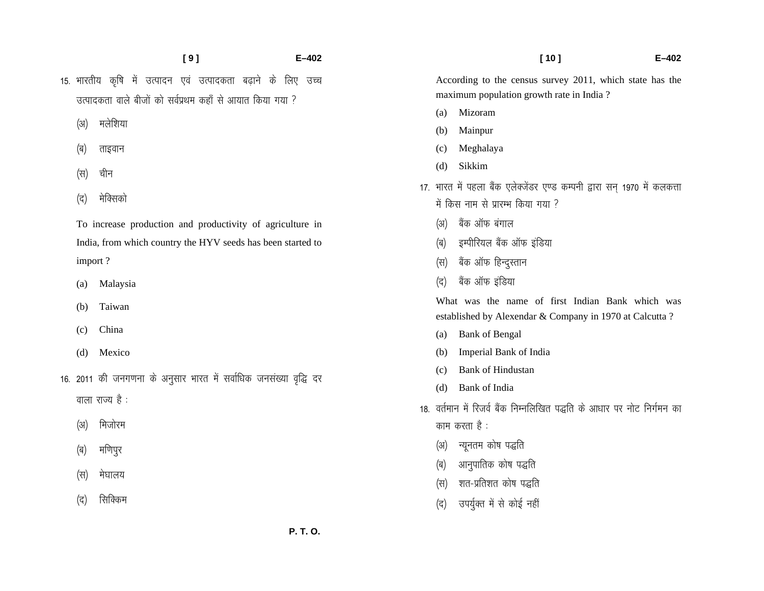15. भारतीय कृषि में उत्पादन एवं उत्पादकता बढ़ाने के लिए उच्च उत्पादकता वाले बीजों को सर्वप्रथम कहाँ से आयात किया गया ?

(अ) मलेशिया

(ब) ताइवान

(स) चीन

(द) मेक्सिको

To increase production and productivity of agriculture in India, from which country the HYV seeds has been started to import ?

(a) Malaysia

(b) Taiwan

(c) China

(d) Mexico

16. 2011 की जनगणना के अनुसार भारत में सर्वाधिक जनसंख्या वृद्धि दर वाला राज्य है :

(अ) मिजोरम

(ब) मणिपुर

(स) मेघालय

(द) सिक्किम

According to the census survey 2011, which state has the maximum population growth rate in India ?

(a) Mizoram

(b) Mainpur

(c) Meghalaya

(d) Sikkim

17. भारत में पहला बैंक एलेक्जेंडर एण्ड कम्पनी द्वारा सन् 1970 में कलकत्ता में किस नाम से प्रारम्भ किया गया ?

(अ) बैंक ऑफ बंगाल

(ब) इम्पीरियल बैंक ऑफ इंडिया

(स) बैंक ऑफ हिन्दुस्तान

(द) बैंक ऑफ इंडिया

What was the name of first Indian Bank which was established by Alexendar & Company in 1970 at Calcutta ?

(a) Bank of Bengal

(b) Imperial Bank of India

(c) Bank of Hindustan

(d) Bank of India

18. वर्तमान में रिजर्व बैंक निम्नलिखित पद्धति के आधार पर नोट निर्गमन का काम करता है :

(अ) न्यूनतम कोष पद्धति

(ब) आनुपातिक कोष पद्धति

(स) शत-प्रतिशत कोष पद्धति

(द) उपर्युक्त में से कोई नहीं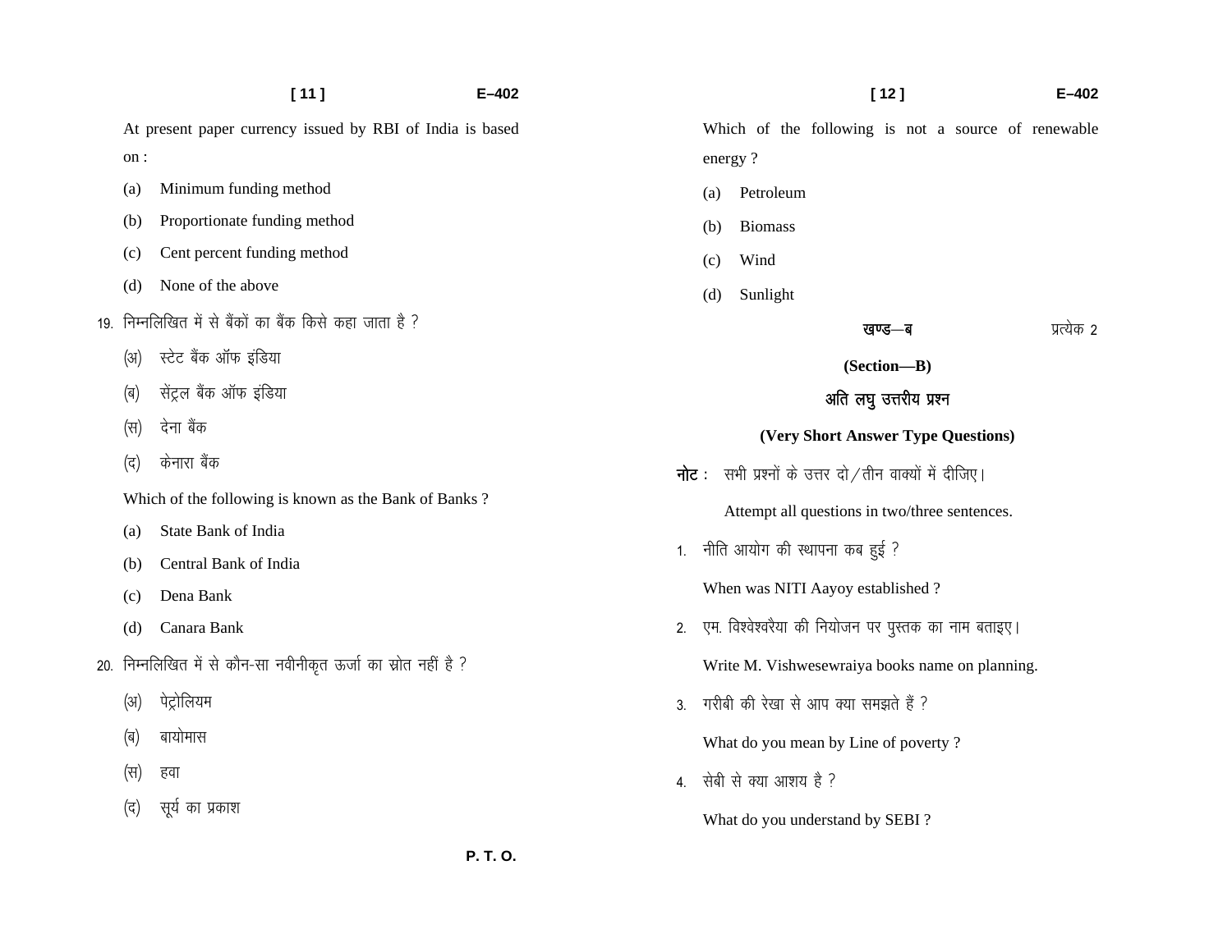At present paper currency issued by RBI of India is based on :

(a) Minimum funding method

(b) Proportionate funding method

(c) Cent percent funding method

(d) None of the above

19. निम्नलिखित में से बैंकों का बैंक किसे कहा जाता है ?

(अ) स्टेट बैंक ऑफ इंडिया

(ब) सेंट्रल बैंक ऑफ इंडिया

(स) देना बैंक

(द) केनारा बैंक

Which of the following is known as the Bank of Banks ?

(a) State Bank of India

(b) Central Bank of India

(c) Dena Bank

(d) Canara Bank

20. निम्नलिखित में से कौन-सा नवीनीकृत ऊर्जा का स्रोत नहीं है ?

(अ) पेट्रोलियम

(ब) बायोमास

(स) हवा

(द) सूर्य का प्रकाश

Which of the following is not a source of renewable energy ?

(a) Petroleum

(b) Biomass

(c) Wind

(d) Sunlight

## खण्ड—ब

प्रत्येक 2

## (Section—B)

### अति लघु उत्तरीय प्रश्न

### (Very Short Answer Type Questions)

**नोट :** सभी प्रश्नों के उत्तर दो/तीन वाक्यों में दीजिए।

Attempt all questions in two/three sentences.

1. नीति आयोग की स्थापना कब हुई ?

   When was NITI Aayoy established ?

2. एम. विश्वेश्वरैया की नियोजन पर पुस्तक का नाम बताइए।

   Write M. Vishwesewraiya books name on planning.

3. गरीबी की रेखा से आप क्या समझते हैं ?

   What do you mean by Line of poverty ?

4. सेबी से क्या आशय है ?

   What do you understand by SEBI ?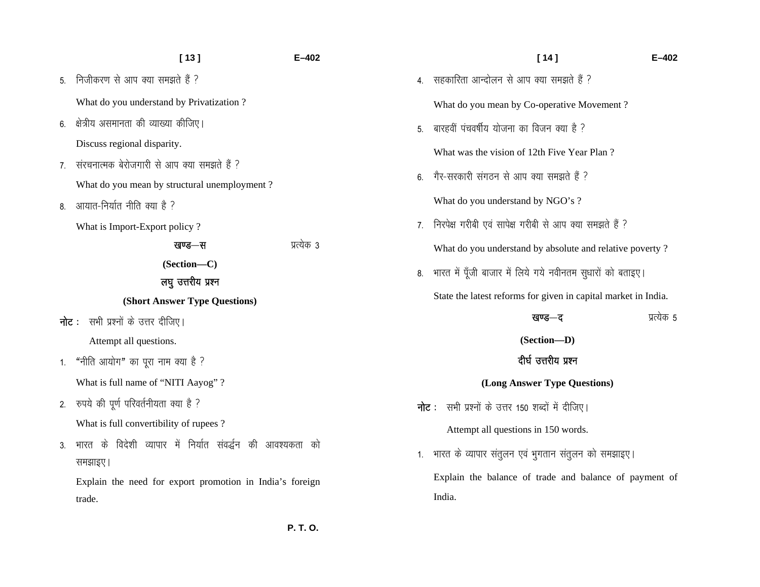5. निजीकरण से आप क्या समझते हैं ?

   What do you understand by Privatization ?

6. क्षेत्रीय असमानता की व्याख्या कीजिए।

   Discuss regional disparity.

7. संरचनात्मक बेरोजगारी से आप क्या समझते हैं ?

   What do you mean by structural unemployment ?

8. आयात-निर्यात नीति क्या है ?

   What is Import-Export policy ?

## खण्ड—स (Section—C)

प्रत्येक 3

### लघु उत्तरीय प्रश्न (Short Answer Type Questions)

**नोट :** सभी प्रश्नों के उत्तर दीजिए।

Attempt all questions.

1. "नीति आयोग" का पूरा नाम क्या है ?

   What is full name of "NITI Aayog" ?

2. रुपये की पूर्ण परिवर्तनीयता क्या है ?

   What is full convertibility of rupees ?

3. भारत के विदेशी व्यापार में निर्यात संवर्द्धन की आवश्यकता को समझाइए।

   Explain the need for export promotion in India's foreign trade.

4. सहकारिता आन्दोलन से आप क्या समझते हैं ?

   What do you mean by Co-operative Movement ?

5. बारहवीं पंचवर्षीय योजना का विजन क्या है ?

   What was the vision of 12th Five Year Plan ?

6. गैर-सरकारी संगठन से आप क्या समझते हैं ?

   What do you understand by NGO's ?

7. निरपेक्ष गरीबी एवं सापेक्ष गरीबी से आप क्या समझते हैं ?

   What do you understand by absolute and relative poverty ?

8. भारत में पूँजी बाजार में लिये गये नवीनतम सुधारों को बताइए।

   State the latest reforms for given in capital market in India.

## खण्ड—द (Section—D)

प्रत्येक 5

### दीर्घ उत्तरीय प्रश्न (Long Answer Type Questions)

**नोट :** सभी प्रश्नों के उत्तर 150 शब्दों में दीजिए।

Attempt all questions in 150 words.

1. भारत के व्यापार संतुलन एवं भुगतान संतुलन को समझाइए।

   Explain the balance of trade and balance of payment of India.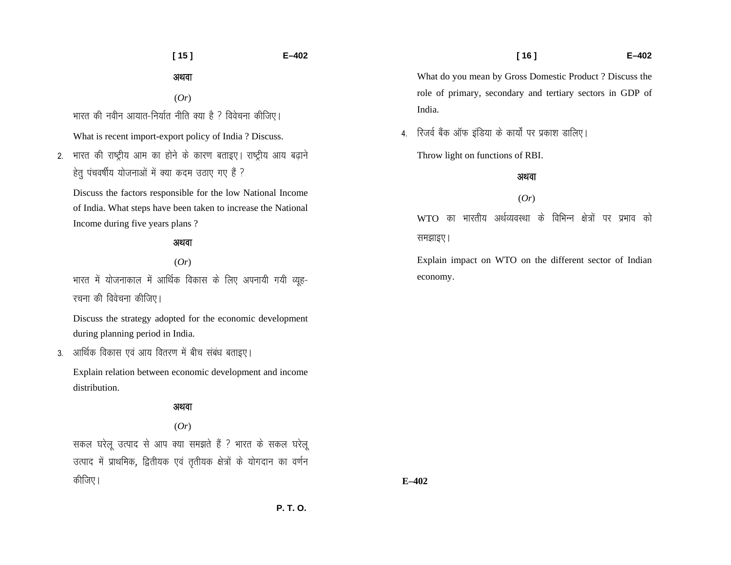अथवा

(*Or*)

भारत की नवीन आयात-निर्यात नीति क्या है ? विवेचना कीजिए।

What is recent import-export policy of India ? Discuss.

2. भारत की राष्ट्रीय आम का होने के कारण बताइए। राष्ट्रीय आय बढ़ाने हेतु पंचवर्षीय योजनाओं में क्या कदम उठाए गए हैं ?

   Discuss the factors responsible for the low National Income of India. What steps have been taken to increase the National Income during five years plans ?

अथवा

(*Or*)

भारत में योजनाकाल में आर्थिक विकास के लिए अपनायी गयी व्यूह-रचना की विवेचना कीजिए।

Discuss the strategy adopted for the economic development during planning period in India.

3. आर्थिक विकास एवं आय वितरण में बीच संबंध बताइए।

   Explain relation between economic development and income distribution.

अथवा

(*Or*)

सकल घरेलू उत्पाद से आप क्या समझते हैं ? भारत के सकल घरेलू उत्पाद में प्राथमिक, द्वितीयक एवं तृतीयक क्षेत्रों के योगदान का वर्णन कीजिए।

What do you mean by Gross Domestic Product ? Discuss the role of primary, secondary and tertiary sectors in GDP of India.

4. रिजर्व बैंक ऑफ इंडिया के कार्यों पर प्रकाश डालिए।

   Throw light on functions of RBI.

अथवा

(*Or*)

WTO का भारतीय अर्थव्यवस्था के विभिन्न क्षेत्रों पर प्रभाव को समझाइए।

Explain impact on WTO on the different sector of Indian economy.